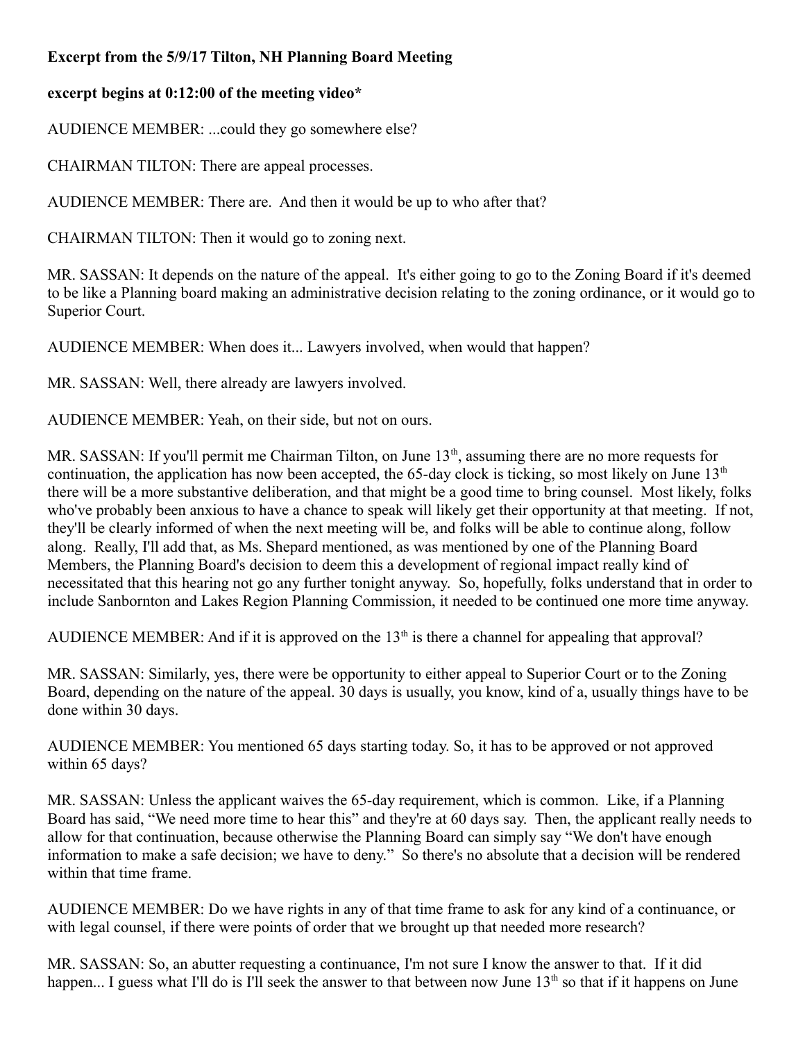**Excerpt from the 5/9/17 Tilton, NH Planning Board Meeting**

**excerpt begins at 0:12:00 of the meeting video***

AUDIENCE MEMBER: ...could they go somewhere else?

CHAIRMAN TILTON: There are appeal processes.

AUDIENCE MEMBER: There are. And then it would be up to who after that?

CHAIRMAN TILTON: Then it would go to zoning next.

MR. SASSAN: It depends on the nature of the appeal. It's either going to go to the Zoning Board if it's deemed to be like a Planning board making an administrative decision relating to the zoning ordinance, or it would go to Superior Court.

AUDIENCE MEMBER: When does it... Lawyers involved, when would that happen?

MR. SASSAN: Well, there already are lawyers involved.

AUDIENCE MEMBER: Yeah, on their side, but not on ours.

MR. SASSAN: If you'll permit me Chairman Tilton, on June 13th, assuming there are no more requests for continuation, the application has now been accepted, the 65-day clock is ticking, so most likely on June 13th there will be a more substantive deliberation, and that might be a good time to bring counsel. Most likely, folks who've probably been anxious to have a chance to speak will likely get their opportunity at that meeting. If not, they'll be clearly informed of when the next meeting will be, and folks will be able to continue along, follow along. Really, I'll add that, as Ms. Shepard mentioned, as was mentioned by one of the Planning Board Members, the Planning Board's decision to deem this a development of regional impact really kind of necessitated that this hearing not go any further tonight anyway. So, hopefully, folks understand that in order to include Sanbornton and Lakes Region Planning Commission, it needed to be continued one more time anyway.

AUDIENCE MEMBER: And if it is approved on the 13th is there a channel for appealing that approval?

MR. SASSAN: Similarly, yes, there were be opportunity to either appeal to Superior Court or to the Zoning Board, depending on the nature of the appeal. 30 days is usually, you know, kind of a, usually things have to be done within 30 days.

AUDIENCE MEMBER: You mentioned 65 days starting today. So, it has to be approved or not approved within 65 days?

MR. SASSAN: Unless the applicant waives the 65-day requirement, which is common. Like, if a Planning Board has said, "We need more time to hear this" and they're at 60 days say. Then, the applicant really needs to allow for that continuation, because otherwise the Planning Board can simply say "We don't have enough information to make a safe decision; we have to deny." So there's no absolute that a decision will be rendered within that time frame.

AUDIENCE MEMBER: Do we have rights in any of that time frame to ask for any kind of a continuance, or with legal counsel, if there were points of order that we brought up that needed more research?

MR. SASSAN: So, an abutter requesting a continuance, I'm not sure I know the answer to that. If it did happen... I guess what I'll do is I'll seek the answer to that between now June 13th so that if it happens on June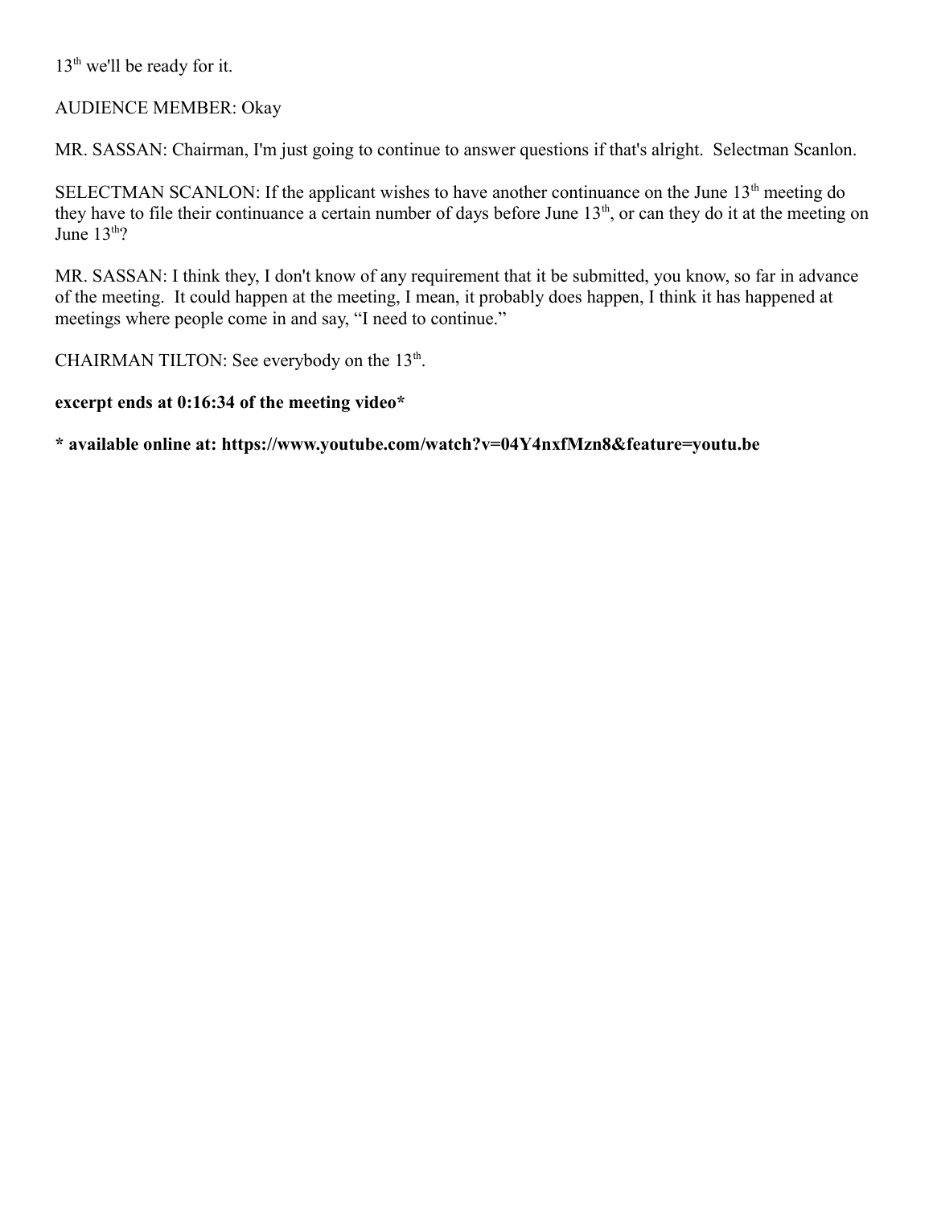13th we'll be ready for it.

AUDIENCE MEMBER: Okay

MR. SASSAN: Chairman, I'm just going to continue to answer questions if that's alright. Selectman Scanlon.

SELECTMAN SCANLON: If the applicant wishes to have another continuance on the June 13th meeting do they have to file their continuance a certain number of days before June 13th, or can they do it at the meeting on June 13th?

MR. SASSAN: I think they, I don't know of any requirement that it be submitted, you know, so far in advance of the meeting. It could happen at the meeting, I mean, it probably does happen, I think it has happened at meetings where people come in and say, "I need to continue."

CHAIRMAN TILTON: See everybody on the 13th.

**excerpt ends at 0:16:34 of the meeting video***

**\* available online at: https://www.youtube.com/watch?v=04Y4nxfMzn8&feature=youtu.be**